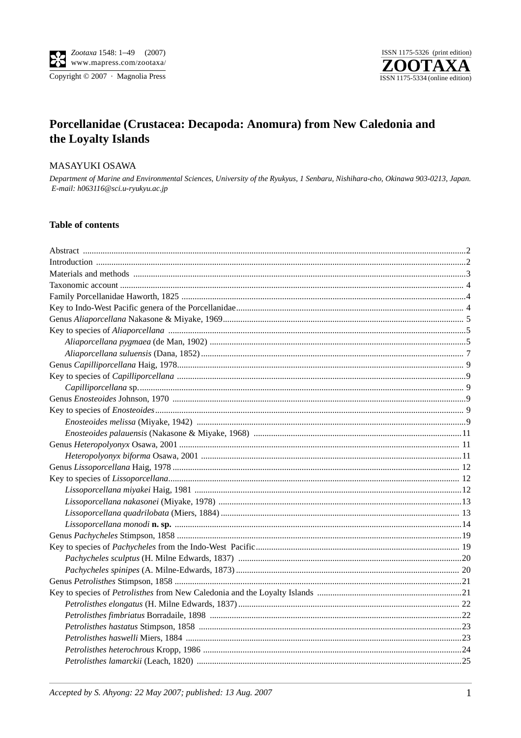# Porcellanidae (Crustacea: Decapoda: Anomura) from New Caledonia and the Loyalty Islands

MASAYUKI OSAWA

*Department of Marine and Environmental Sciences, University of the Ryukyus, 1 Senbaru, Nishihara-cho, Okinawa 903-0213, Japan. E-mail: h063116@sci.u-ryukyu.ac.jp*

## Table of contents

- Abstract ... 2
- Introduction ... 2
- Materials and methods ... 3
- Taxonomic account ... 4
- Family Porcellanidae Haworth, 1825 ... 4
- Key to Indo-West Pacific genera of the Porcellanidae ... 4
- Genus *Aliaporcellana* Nakasone & Miyake, 1969 ... 5
- Key to species of *Aliaporcellana* ... 5
  - *Aliaporcellana pygmaea* (de Man, 1902) ... 5
  - *Aliaporcellana suluensis* (Dana, 1852) ... 7
- Genus *Capilliporcellana* Haig, 1978 ... 9
- Key to species of *Capilliporcellana* ... 9
  - *Capilliporcellana* sp. ... 9
- Genus *Enosteoides* Johnson, 1970 ... 9
- Key to species of *Enosteoides* ... 9
  - *Enosteoides melissa* (Miyake, 1942) ... 9
  - *Enosteoides palauensis* (Nakasone & Miyake, 1968) ... 11
- Genus *Heteropolyonyx* Osawa, 2001 ... 11
  - *Heteropolyonyx biforma* Osawa, 2001 ... 11
- Genus *Lissoporcellana* Haig, 1978 ... 12
- Key to species of *Lissoporcellana* ... 12
  - *Lissoporcellana miyakei* Haig, 1981 ... 12
  - *Lissoporcellana nakasonei* (Miyake, 1978) ... 13
  - *Lissoporcellana quadrilobata* (Miers, 1884) ... 13
  - *Lissoporcellana monodi* **n. sp.** ... 14
- Genus *Pachycheles* Stimpson, 1858 ... 19
- Key to species of *Pachycheles* from the Indo-West Pacific ... 19
  - *Pachycheles sculptus* (H. Milne Edwards, 1837) ... 20
  - *Pachycheles spinipes* (A. Milne-Edwards, 1873) ... 20
- Genus *Petrolisthes* Stimpson, 1858 ... 21
- Key to species of *Petrolisthes* from New Caledonia and the Loyalty Islands ... 21
  - *Petrolisthes elongatus* (H. Milne Edwards, 1837) ... 22
  - *Petrolisthes fimbriatus* Borradaile, 1898 ... 22
  - *Petrolisthes hastatus* Stimpson, 1858 ... 23
  - *Petrolisthes haswelli* Miers, 1884 ... 23
  - *Petrolisthes heterochrous* Kropp, 1986 ... 24
  - *Petrolisthes lamarckii* (Leach, 1820) ... 25

*Accepted by S. Ahyong: 22 May 2007; published: 13 Aug. 2007*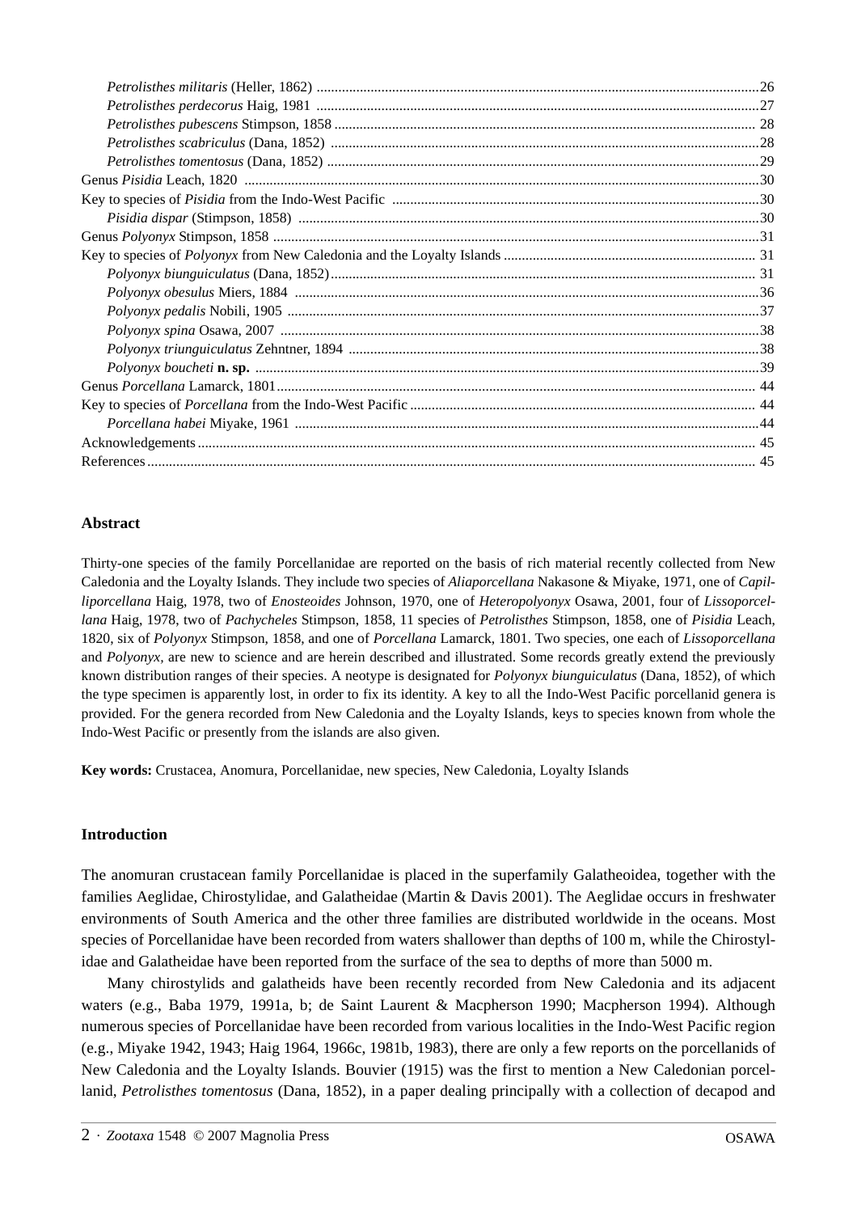*Petrolisthes militaris* (Heller, 1862) ....................................................................................................................26
*Petrolisthes perdecorus* Haig, 1981 ......................................................................................................................27
*Petrolisthes pubescens* Stimpson, 1858 ................................................................................................................ 28
*Petrolisthes scabriculus* (Dana, 1852) ..................................................................................................................28
*Petrolisthes tomentosus* (Dana, 1852) ..................................................................................................................29
Genus *Pisidia* Leach, 1820 ........................................................................................................................................30
Key to species of *Pisidia* from the Indo-West Pacific ...............................................................................................30
*Pisidia dispar* (Stimpson, 1858) ..........................................................................................................................30
Genus *Polyonyx* Stimpson, 1858 ................................................................................................................................31
Key to species of *Polyonyx* from New Caledonia and the Loyalty Islands ................................................................ 31
*Polyonyx biunguiculatus* (Dana, 1852).................................................................................................................. 31
*Polyonyx obesulus* Miers, 1884 ............................................................................................................................36
*Polyonyx pedalis* Nobili, 1905 ..............................................................................................................................37
*Polyonyx spina* Osawa, 2007 ...............................................................................................................................38
*Polyonyx triunguiculatus* Zehntner, 1894 .............................................................................................................38
*Polyonyx boucheti* **n. sp.** ......................................................................................................................................39
Genus *Porcellana* Lamarck, 1801................................................................................................................................ 44
Key to species of *Porcellana* from the Indo-West Pacific ......................................................................................... 44
*Porcellana habei* Miyake, 1961 ............................................................................................................................44
Acknowledgements......................................................................................................................................................... 45
References....................................................................................................................................................................... 45

## Abstract

Thirty-one species of the family Porcellanidae are reported on the basis of rich material recently collected from New Caledonia and the Loyalty Islands. They include two species of *Aliaporcellana* Nakasone & Miyake, 1971, one of *Capilliporcellana* Haig, 1978, two of *Enosteoides* Johnson, 1970, one of *Heteropolyonyx* Osawa, 2001, four of *Lissoporcellana* Haig, 1978, two of *Pachycheles* Stimpson, 1858, 11 species of *Petrolisthes* Stimpson, 1858, one of *Pisidia* Leach, 1820, six of *Polyonyx* Stimpson, 1858, and one of *Porcellana* Lamarck, 1801. Two species, one each of *Lissoporcellana* and *Polyonyx*, are new to science and are herein described and illustrated. Some records greatly extend the previously known distribution ranges of their species. A neotype is designated for *Polyonyx biunguiculatus* (Dana, 1852), of which the type specimen is apparently lost, in order to fix its identity. A key to all the Indo-West Pacific porcellanid genera is provided. For the genera recorded from New Caledonia and the Loyalty Islands, keys to species known from whole the Indo-West Pacific or presently from the islands are also given.

**Key words:** Crustacea, Anomura, Porcellanidae, new species, New Caledonia, Loyalty Islands

## Introduction

The anomuran crustacean family Porcellanidae is placed in the superfamily Galatheoidea, together with the families Aeglidae, Chirostylidae, and Galatheidae (Martin & Davis 2001). The Aeglidae occurs in freshwater environments of South America and the other three families are distributed worldwide in the oceans. Most species of Porcellanidae have been recorded from waters shallower than depths of 100 m, while the Chirostylidae and Galatheidae have been reported from the surface of the sea to depths of more than 5000 m.

Many chirostylids and galatheids have been recently recorded from New Caledonia and its adjacent waters (e.g., Baba 1979, 1991a, b; de Saint Laurent & Macpherson 1990; Macpherson 1994). Although numerous species of Porcellanidae have been recorded from various localities in the Indo-West Pacific region (e.g., Miyake 1942, 1943; Haig 1964, 1966c, 1981b, 1983), there are only a few reports on the porcellanids of New Caledonia and the Loyalty Islands. Bouvier (1915) was the first to mention a New Caledonian porcellanid, *Petrolisthes tomentosus* (Dana, 1852), in a paper dealing principally with a collection of decapod and